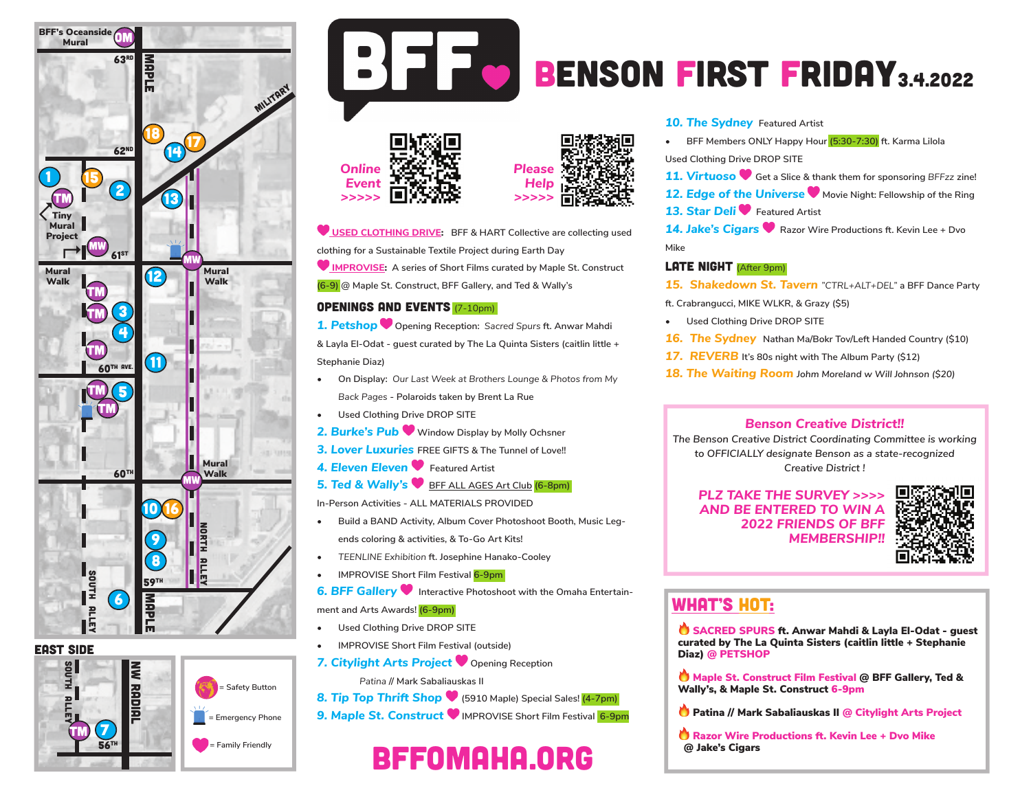# BFF — BENSON FIRST FRIDAY 3.4.2022

**Online Event >>>>>**

**Please Help >>>>>**

**USED CLOTHING DRIVE:** BFF & HART Collective are collecting used clothing for a Sustainable Textile Project during Earth Day

**IMPROVISE:** A series of Short Films curated by Maple St. Construct (6-9) @ Maple St. Construct, BFF Gallery, and Ted & Wally's

## OPENINGS AND EVENTS (7-10pm)

**1. Petshop** Opening Reception: *Sacred Spurs* ft. Anwar Mahdi & Layla El-Odat - guest curated by The La Quinta Sisters (caitlin little + Stephanie Diaz)

- On Display: *Our Last Week at Brothers Lounge & Photos from My Back Pages* - Polaroids taken by Brent La Rue
- Used Clothing Drive DROP SITE

**2. Burke's Pub** Window Display by Molly Ochsner

**3. Lover Luxuries** FREE GIFTS & The Tunnel of Love!!

**4. Eleven Eleven** Featured Artist

**5. Ted & Wally's** BFF ALL AGES Art Club (6-8pm)

In-Person Activities - ALL MATERIALS PROVIDED

- Build a BAND Activity, Album Cover Photoshoot Booth, Music Legends coloring & activities, & To-Go Art Kits!
- *TEENLINE Exhibition* ft. Josephine Hanako-Cooley
- IMPROVISE Short Film Festival 6-9pm

**6. BFF Gallery** Interactive Photoshoot with the Omaha Entertainment and Arts Awards! (6-9pm)

- Used Clothing Drive DROP SITE
- IMPROVISE Short Film Festival (outside)

**7. Citylight Arts Project** Opening Reception

Patina // Mark Sabaliauskas II

**8. Tip Top Thrift Shop** (5910 Maple) Special Sales! (4-7pm)

**9. Maple St. Construct** IMPROVISE Short Film Festival 6-9pm

**10. The Sydney** Featured Artist

- BFF Members ONLY Happy Hour (5:30-7:30) ft. Karma Lilola

Used Clothing Drive DROP SITE

**11. Virtuoso** Get a Slice & thank them for sponsoring *BFFzz* zine!

**12. Edge of the Universe** Movie Night: Fellowship of the Ring

**13. Star Deli** Featured Artist

**14. Jake's Cigars** Razor Wire Productions ft. Kevin Lee + Dvo Mike

## LATE NIGHT (After 9pm)

**15. Shakedown St. Tavern** "CTRL+ALT+DEL" a BFF Dance Party ft. Crabrangucci, MIKE WLKR, & Grazy ($5)

- Used Clothing Drive DROP SITE

**16. The Sydney** Nathan Ma/Bokr Tov/Left Handed Country ($10)

**17. REVERB** It's 80s night with The Album Party ($12)

**18. The Waiting Room** Johm Moreland w Will Johnson ($20)

### Benson Creative District!!

*The Benson Creative District Coordinating Committee is working to OFFICIALLY designate Benson as a state-recognized Creative District !*

**PLZ TAKE THE SURVEY >>>> AND BE ENTERED TO WIN A 2022 FRIENDS OF BFF MEMBERSHIP!!**

## WHAT'S HOT:

- **SACRED SPURS ft. Anwar Mahdi & Layla El-Odat - guest curated by The La Quinta Sisters (caitlin little + Stephanie Diaz) @ PETSHOP**
- **Maple St. Construct Film Festival @ BFF Gallery, Ted & Wally's, & Maple St. Construct 6-9pm**
- **Patina // Mark Sabaliauskas II @ Citylight Arts Project**
- **Razor Wire Productions ft. Kevin Lee + Dvo Mike @ Jake's Cigars**

# BFFOMAHA.ORG

**Map:** BFF's Oceanside Mural (OM); 63RD; MAPLE; MILITARY; 62ND; Tiny Mural Project (TM); 61ST; Mural Walk (MW); 60TH AVE.; 60TH; NORTH ALLEY; SOUTH ALLEY; 59TH

**EAST SIDE:** SOUTH ALLEY; NW RADIAL; 56TH

= Safety Button
= Emergency Phone
= Family Friendly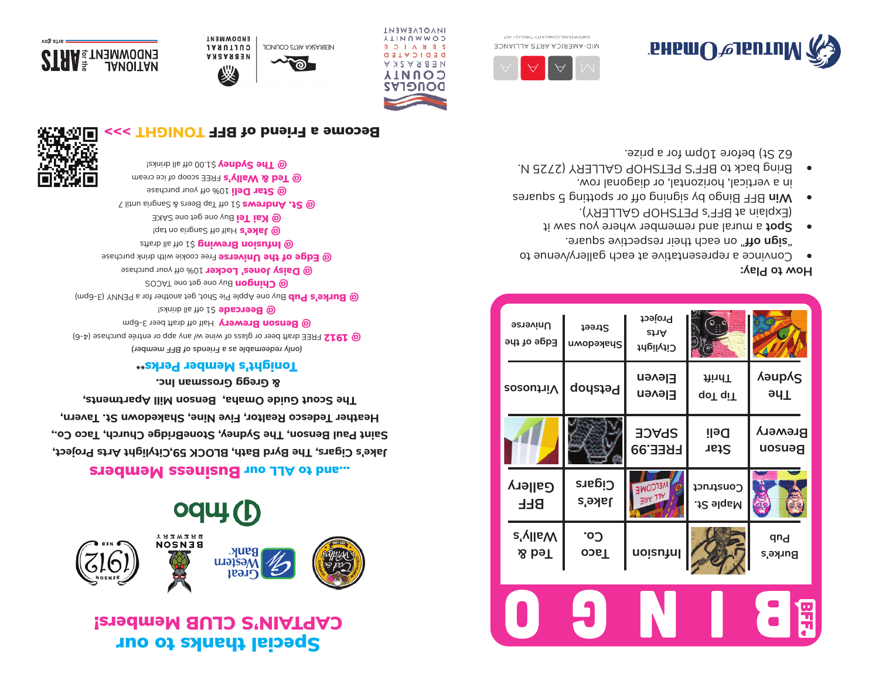| B | I | N | G | O |
|---|---|---|---|---|
| Burke's Pub | | Infusion | Taco Co. | Ted & Wally's |
| | Maple St. Construct | | Jake's Cigars | BFF Gallery |
| Benson Brewery | Star Deli | FREE.99 SPACE | | |
| The Sydney | Tip Top Thrift | Eleven Eleven | Petshop | Virtuosos |
| | | Citylight Arts Project | Shakedown Street | Edge of the Universe |

**How to Play:**

- Convince a representative at each gallery/venue to "**sign off**" on each their respective square.
- **Spot** a mural and remember where you saw it (Explain at BFF's PETSHOP GALLERY).
- **Win** BFF Bingo by signing off or spotting 5 squares in a vertical, horizontal, or diagonal row.
- Bring back to BFF'S PETSHOP GALLERY (2725 N. 62 St) before 10pm for a prize.

Mutual of Omaha

MID-AMERICA ARTS ALLIANCE — EMPOWERING COMMUNITY THROUGH ART

# Special thanks to our CAPTAIN'S CLUB Members!

Ted & Wally's · Great Western Bank · Benson Brewery · 1912 Benson

fnbo

## ...and to ALL our Business Members

Jake's Cigars, The Byrd Bath, BLOCK 59, Citylight Arts Project, Saint Paul Benson, The Sydney, StoneBridge Church, Taco Co., Heather Tedesco Realtor, Five Nine, Shakedown St. Tavern, The Scout Guide Omaha, Benson Mill Apartments, & Gregg Grossman Inc.

### Tonight's Member Perks**

(only redeemable as a Friends of BFF member)

- @ **1912** FREE draft beer or glass of wine w/ any app or entrée purchase (4-6)
- @ **Benson Brewery** Half off draft beer 3-6pm
- @ **Beercade** $1 off all drinks!
- @ **Burke's Pub** Buy one Apple Pie Shot, get another for a PENNY (3-6pm)
- @ **Chingon** Buy one get one TACOS
- @ **Daisy Jones' Locker** 10% off your purchase
- @ **Edge of the Universe** Free cookie with drink purchase
- @ **Infusion Brewing** $1 off all drafts
- @ **Jake's** Half off Sangria on tap!
- @ **Kai Tei** Buy one get one SAKE
- @ **St. Andrews** $1 off Tap Beers & Sangria until 7
- @ **Star Deli** 10% off your purchase
- @ **Ted & Wally's** FREE scoop of ice cream
- @ **The Sydney** $1.00 off all drinks!

**Become a Friend of BFF TONIGHT >>>**

DOUGLAS COUNTY NEBRASKA SERVICES DEDICATED INVOLVEMENT COMMUNITY

NEBRASKA ARTS COUNCIL · NEBRASKA CULTURAL ENDOWMENT

NATIONAL ENDOWMENT for the ARTS · arts.gov